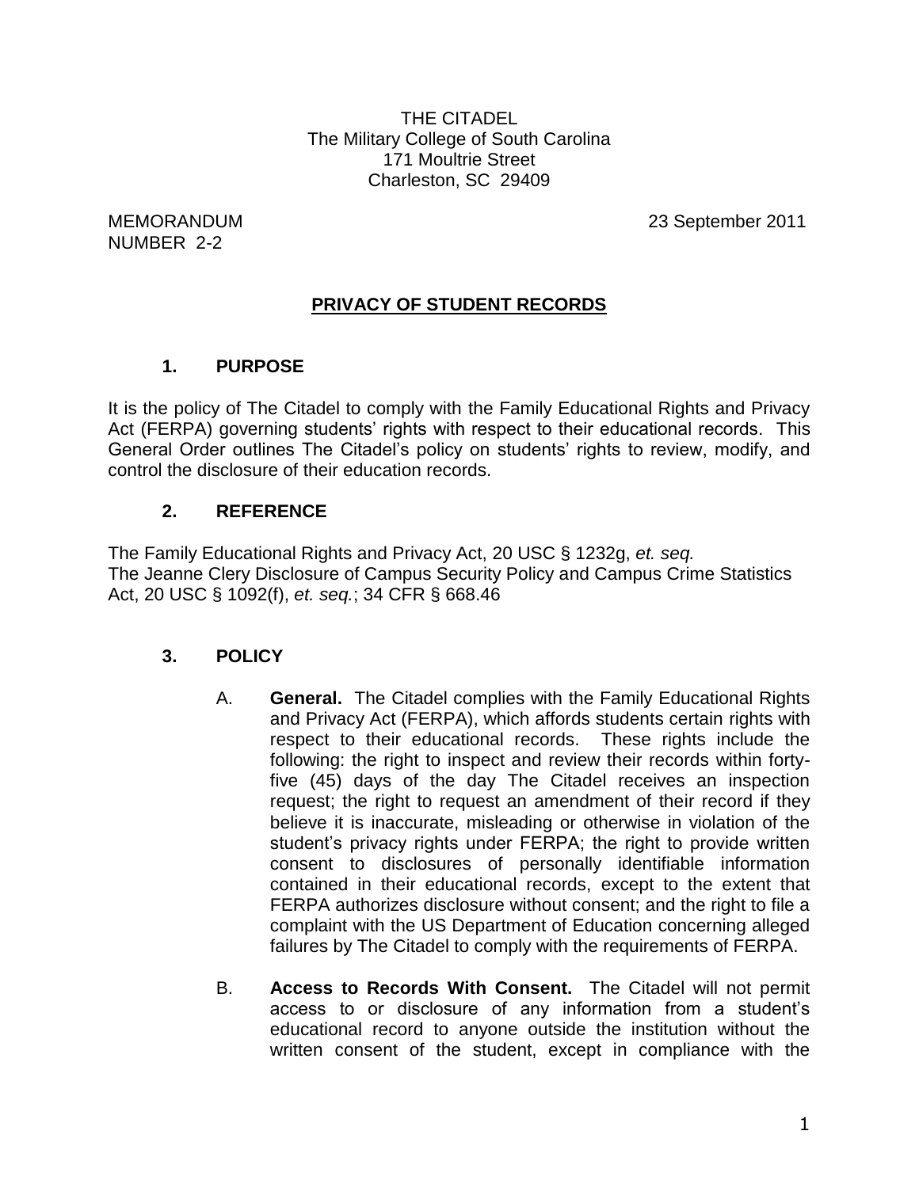THE CITADEL
The Military College of South Carolina
171 Moultrie Street
Charleston, SC 29409

MEMORANDUM
NUMBER 2-2

23 September 2011

# PRIVACY OF STUDENT RECORDS

## 1. PURPOSE

It is the policy of The Citadel to comply with the Family Educational Rights and Privacy Act (FERPA) governing students' rights with respect to their educational records. This General Order outlines The Citadel's policy on students' rights to review, modify, and control the disclosure of their education records.

## 2. REFERENCE

The Family Educational Rights and Privacy Act, 20 USC § 1232g, *et. seq.*
The Jeanne Clery Disclosure of Campus Security Policy and Campus Crime Statistics Act, 20 USC § 1092(f), *et. seq.*; 34 CFR § 668.46

## 3. POLICY

A. **General.** The Citadel complies with the Family Educational Rights and Privacy Act (FERPA), which affords students certain rights with respect to their educational records. These rights include the following: the right to inspect and review their records within forty-five (45) days of the day The Citadel receives an inspection request; the right to request an amendment of their record if they believe it is inaccurate, misleading or otherwise in violation of the student's privacy rights under FERPA; the right to provide written consent to disclosures of personally identifiable information contained in their educational records, except to the extent that FERPA authorizes disclosure without consent; and the right to file a complaint with the US Department of Education concerning alleged failures by The Citadel to comply with the requirements of FERPA.

B. **Access to Records With Consent.** The Citadel will not permit access to or disclosure of any information from a student's educational record to anyone outside the institution without the written consent of the student, except in compliance with the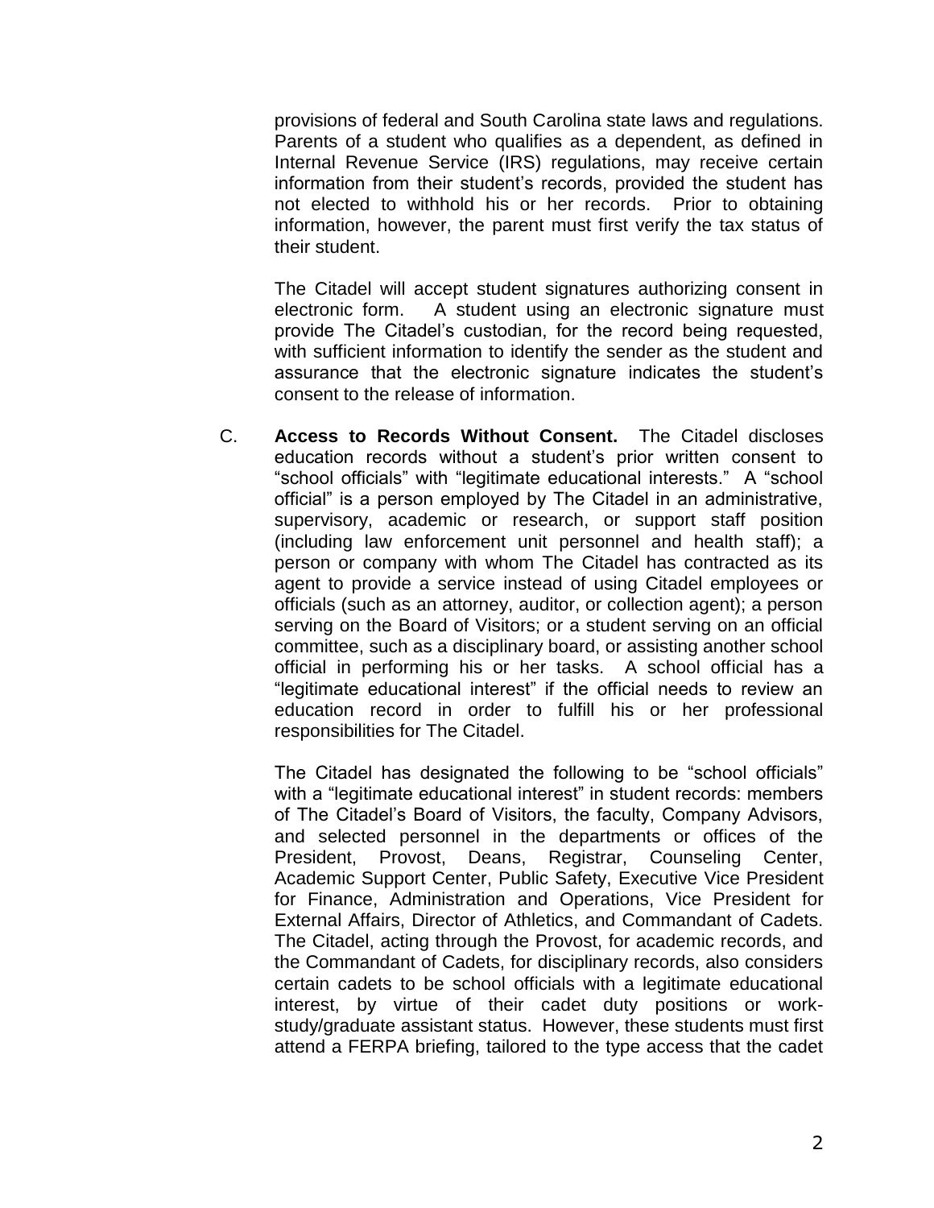provisions of federal and South Carolina state laws and regulations. Parents of a student who qualifies as a dependent, as defined in Internal Revenue Service (IRS) regulations, may receive certain information from their student's records, provided the student has not elected to withhold his or her records. Prior to obtaining information, however, the parent must first verify the tax status of their student.

The Citadel will accept student signatures authorizing consent in electronic form. A student using an electronic signature must provide The Citadel's custodian, for the record being requested, with sufficient information to identify the sender as the student and assurance that the electronic signature indicates the student's consent to the release of information.

C. **Access to Records Without Consent.** The Citadel discloses education records without a student's prior written consent to "school officials" with "legitimate educational interests." A "school official" is a person employed by The Citadel in an administrative, supervisory, academic or research, or support staff position (including law enforcement unit personnel and health staff); a person or company with whom The Citadel has contracted as its agent to provide a service instead of using Citadel employees or officials (such as an attorney, auditor, or collection agent); a person serving on the Board of Visitors; or a student serving on an official committee, such as a disciplinary board, or assisting another school official in performing his or her tasks. A school official has a "legitimate educational interest" if the official needs to review an education record in order to fulfill his or her professional responsibilities for The Citadel.

The Citadel has designated the following to be "school officials" with a "legitimate educational interest" in student records: members of The Citadel's Board of Visitors, the faculty, Company Advisors, and selected personnel in the departments or offices of the President, Provost, Deans, Registrar, Counseling Center, Academic Support Center, Public Safety, Executive Vice President for Finance, Administration and Operations, Vice President for External Affairs, Director of Athletics, and Commandant of Cadets. The Citadel, acting through the Provost, for academic records, and the Commandant of Cadets, for disciplinary records, also considers certain cadets to be school officials with a legitimate educational interest, by virtue of their cadet duty positions or work-study/graduate assistant status. However, these students must first attend a FERPA briefing, tailored to the type access that the cadet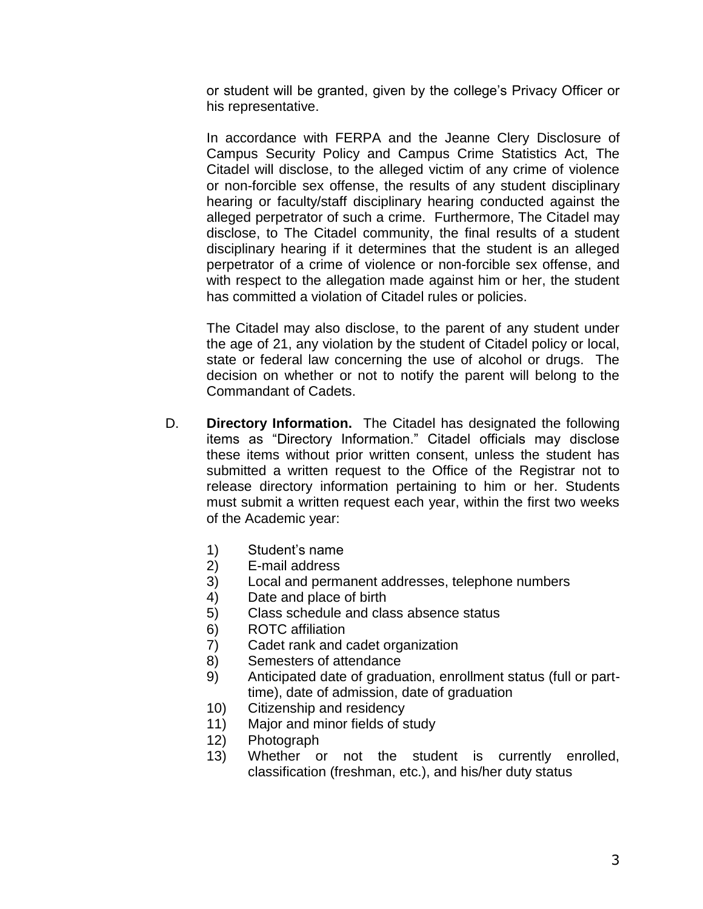or student will be granted, given by the college's Privacy Officer or his representative.

In accordance with FERPA and the Jeanne Clery Disclosure of Campus Security Policy and Campus Crime Statistics Act, The Citadel will disclose, to the alleged victim of any crime of violence or non-forcible sex offense, the results of any student disciplinary hearing or faculty/staff disciplinary hearing conducted against the alleged perpetrator of such a crime. Furthermore, The Citadel may disclose, to The Citadel community, the final results of a student disciplinary hearing if it determines that the student is an alleged perpetrator of a crime of violence or non-forcible sex offense, and with respect to the allegation made against him or her, the student has committed a violation of Citadel rules or policies.

The Citadel may also disclose, to the parent of any student under the age of 21, any violation by the student of Citadel policy or local, state or federal law concerning the use of alcohol or drugs. The decision on whether or not to notify the parent will belong to the Commandant of Cadets.

D. **Directory Information.** The Citadel has designated the following items as "Directory Information." Citadel officials may disclose these items without prior written consent, unless the student has submitted a written request to the Office of the Registrar not to release directory information pertaining to him or her. Students must submit a written request each year, within the first two weeks of the Academic year:

1) Student's name
2) E-mail address
3) Local and permanent addresses, telephone numbers
4) Date and place of birth
5) Class schedule and class absence status
6) ROTC affiliation
7) Cadet rank and cadet organization
8) Semesters of attendance
9) Anticipated date of graduation, enrollment status (full or part-time), date of admission, date of graduation
10) Citizenship and residency
11) Major and minor fields of study
12) Photograph
13) Whether or not the student is currently enrolled, classification (freshman, etc.), and his/her duty status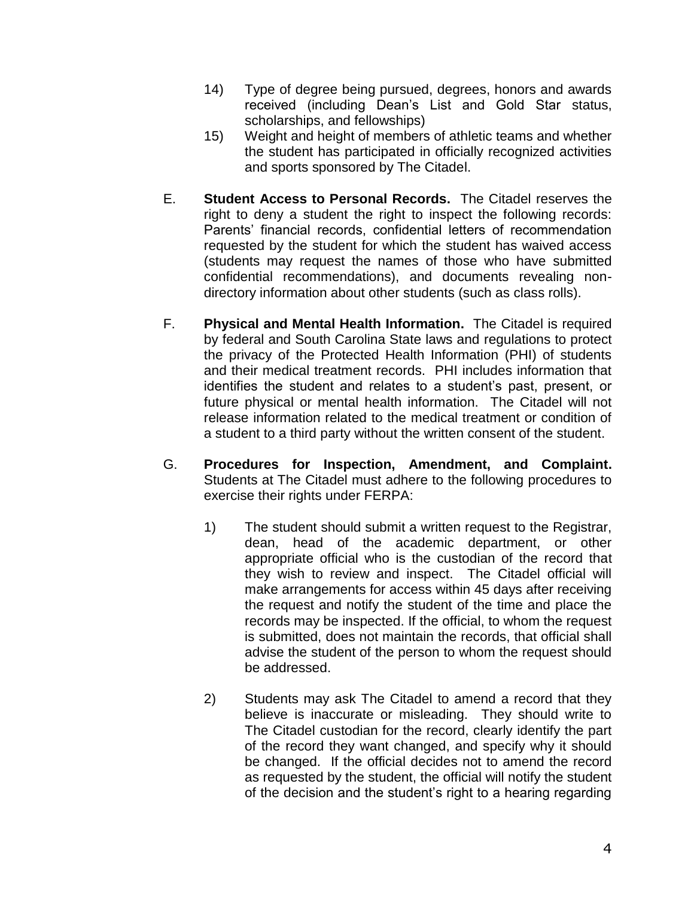14) Type of degree being pursued, degrees, honors and awards received (including Dean's List and Gold Star status, scholarships, and fellowships)

15) Weight and height of members of athletic teams and whether the student has participated in officially recognized activities and sports sponsored by The Citadel.

E. **Student Access to Personal Records.** The Citadel reserves the right to deny a student the right to inspect the following records: Parents' financial records, confidential letters of recommendation requested by the student for which the student has waived access (students may request the names of those who have submitted confidential recommendations), and documents revealing non-directory information about other students (such as class rolls).

F. **Physical and Mental Health Information.** The Citadel is required by federal and South Carolina State laws and regulations to protect the privacy of the Protected Health Information (PHI) of students and their medical treatment records. PHI includes information that identifies the student and relates to a student's past, present, or future physical or mental health information. The Citadel will not release information related to the medical treatment or condition of a student to a third party without the written consent of the student.

G. **Procedures for Inspection, Amendment, and Complaint.** Students at The Citadel must adhere to the following procedures to exercise their rights under FERPA:

1) The student should submit a written request to the Registrar, dean, head of the academic department, or other appropriate official who is the custodian of the record that they wish to review and inspect. The Citadel official will make arrangements for access within 45 days after receiving the request and notify the student of the time and place the records may be inspected. If the official, to whom the request is submitted, does not maintain the records, that official shall advise the student of the person to whom the request should be addressed.

2) Students may ask The Citadel to amend a record that they believe is inaccurate or misleading. They should write to The Citadel custodian for the record, clearly identify the part of the record they want changed, and specify why it should be changed. If the official decides not to amend the record as requested by the student, the official will notify the student of the decision and the student's right to a hearing regarding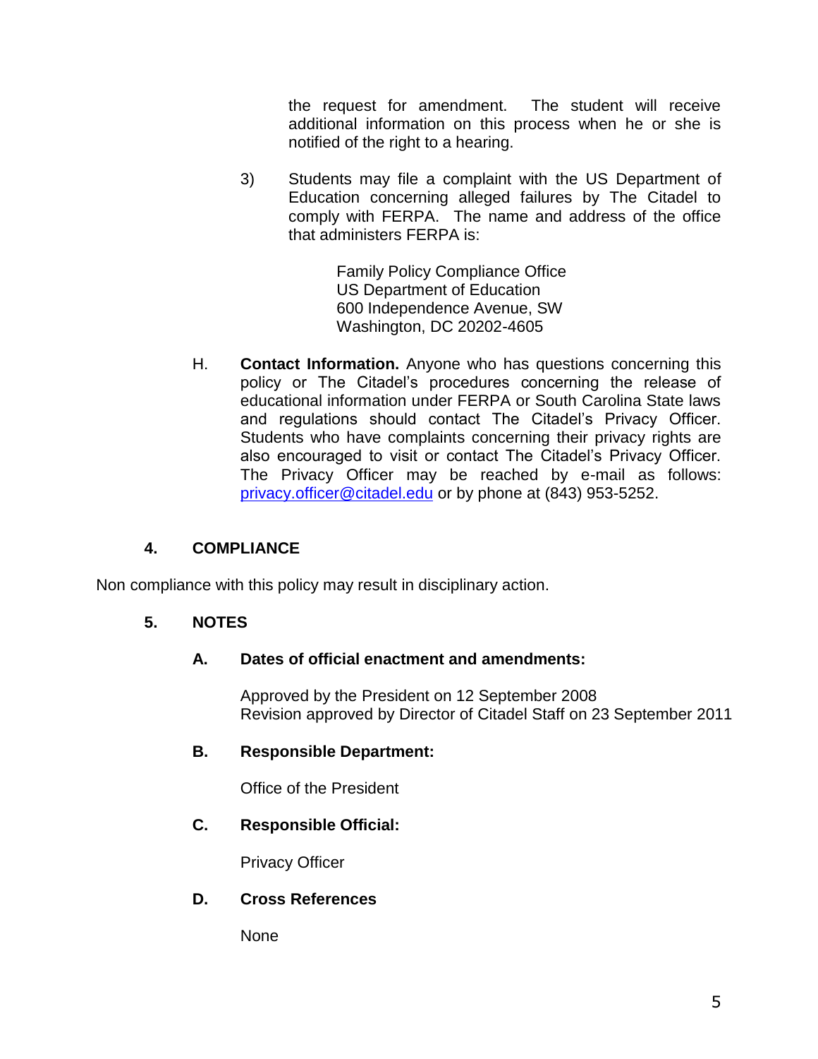the request for amendment. The student will receive additional information on this process when he or she is notified of the right to a hearing.

3) Students may file a complaint with the US Department of Education concerning alleged failures by The Citadel to comply with FERPA. The name and address of the office that administers FERPA is:

   Family Policy Compliance Office
   US Department of Education
   600 Independence Avenue, SW
   Washington, DC 20202-4605

H. **Contact Information.** Anyone who has questions concerning this policy or The Citadel's procedures concerning the release of educational information under FERPA or South Carolina State laws and regulations should contact The Citadel's Privacy Officer. Students who have complaints concerning their privacy rights are also encouraged to visit or contact The Citadel's Privacy Officer. The Privacy Officer may be reached by e-mail as follows: privacy.officer@citadel.edu or by phone at (843) 953-5252.

## 4. COMPLIANCE

Non compliance with this policy may result in disciplinary action.

## 5. NOTES

### A. Dates of official enactment and amendments:

Approved by the President on 12 September 2008
Revision approved by Director of Citadel Staff on 23 September 2011

### B. Responsible Department:

Office of the President

### C. Responsible Official:

Privacy Officer

### D. Cross References

None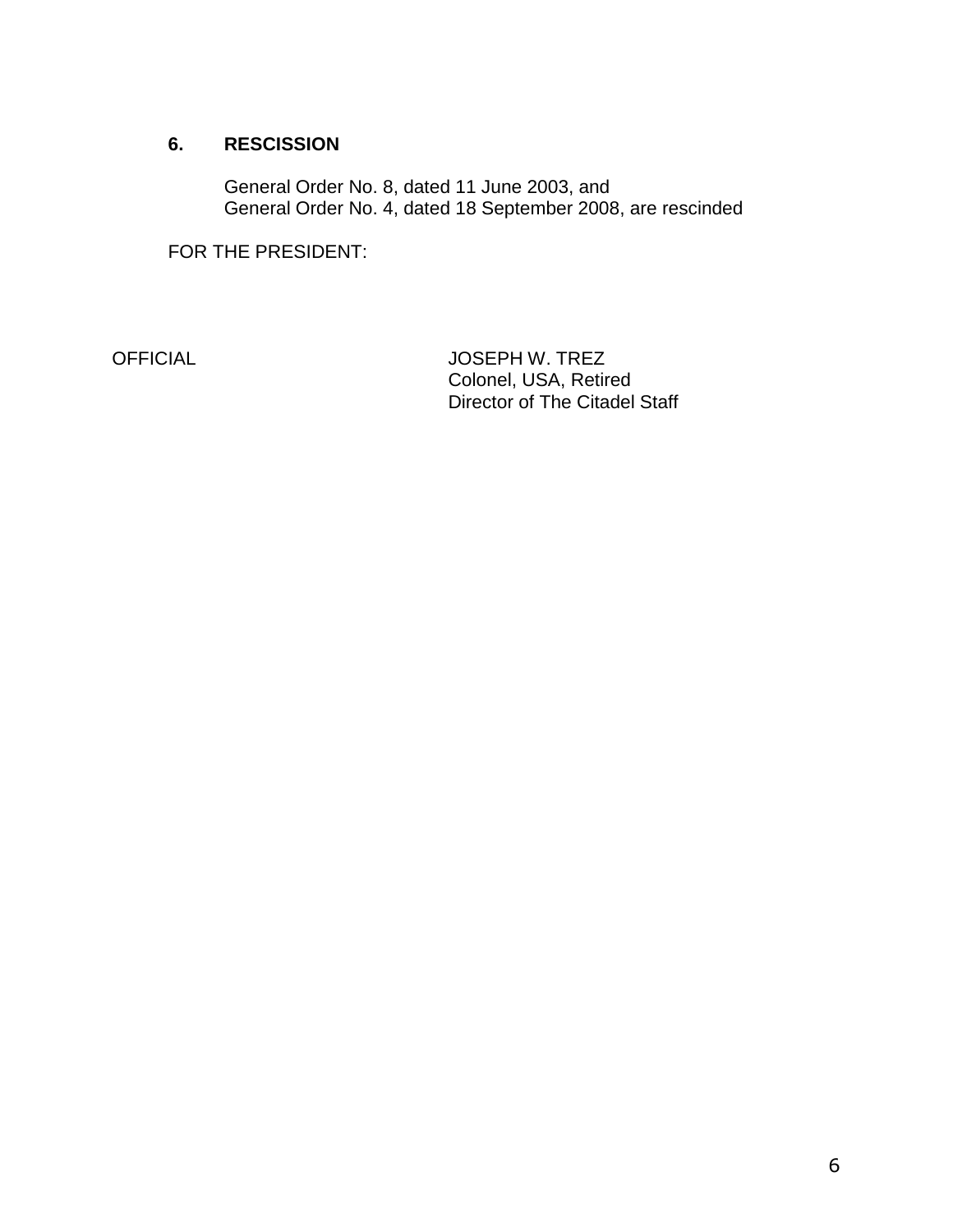## 6. RESCISSION

General Order No. 8, dated 11 June 2003, and
General Order No. 4, dated 18 September 2008, are rescinded

FOR THE PRESIDENT:

OFFICIAL

JOSEPH W. TREZ
Colonel, USA, Retired
Director of The Citadel Staff